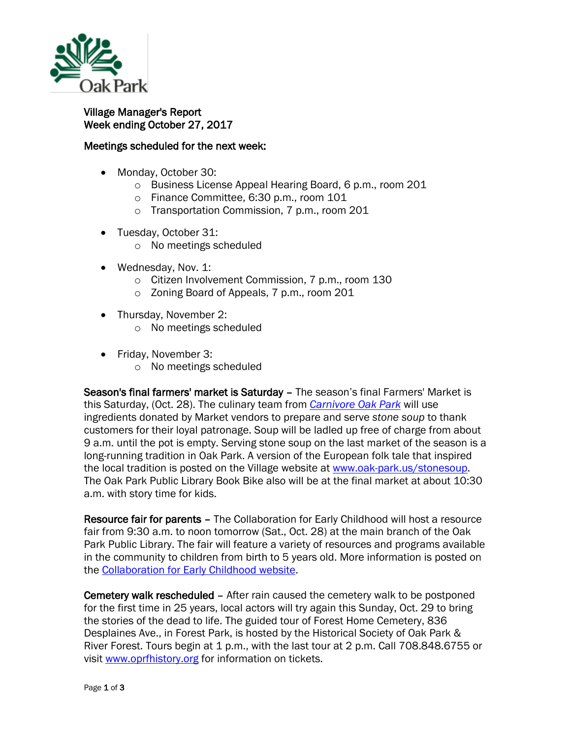Oak Park

**Village Manager's Report**
**Week ending October 27, 2017**

**Meetings scheduled for the next week:**

- Monday, October 30:
  - Business License Appeal Hearing Board, 6 p.m., room 201
  - Finance Committee, 6:30 p.m., room 101
  - Transportation Commission, 7 p.m., room 201
- Tuesday, October 31:
  - No meetings scheduled
- Wednesday, Nov. 1:
  - Citizen Involvement Commission, 7 p.m., room 130
  - Zoning Board of Appeals, 7 p.m., room 201
- Thursday, November 2:
  - No meetings scheduled
- Friday, November 3:
  - No meetings scheduled

**Season's final farmers' market is Saturday** – The season's final Farmers' Market is this Saturday, (Oct. 28). The culinary team from *Carnivore Oak Park* will use ingredients donated by Market vendors to prepare and serve *stone soup* to thank customers for their loyal patronage. Soup will be ladled up free of charge from about 9 a.m. until the pot is empty. Serving stone soup on the last market of the season is a long-running tradition in Oak Park. A version of the European folk tale that inspired the local tradition is posted on the Village website at www.oak-park.us/stonesoup. The Oak Park Public Library Book Bike also will be at the final market at about 10:30 a.m. with story time for kids.

**Resource fair for parents** – The Collaboration for Early Childhood will host a resource fair from 9:30 a.m. to noon tomorrow (Sat., Oct. 28) at the main branch of the Oak Park Public Library. The fair will feature a variety of resources and programs available in the community to children from birth to 5 years old. More information is posted on the Collaboration for Early Childhood website.

**Cemetery walk rescheduled** – After rain caused the cemetery walk to be postponed for the first time in 25 years, local actors will try again this Sunday, Oct. 29 to bring the stories of the dead to life. The guided tour of Forest Home Cemetery, 836 Desplaines Ave., in Forest Park, is hosted by the Historical Society of Oak Park & River Forest. Tours begin at 1 p.m., with the last tour at 2 p.m. Call 708.848.6755 or visit www.oprfhistory.org for information on tickets.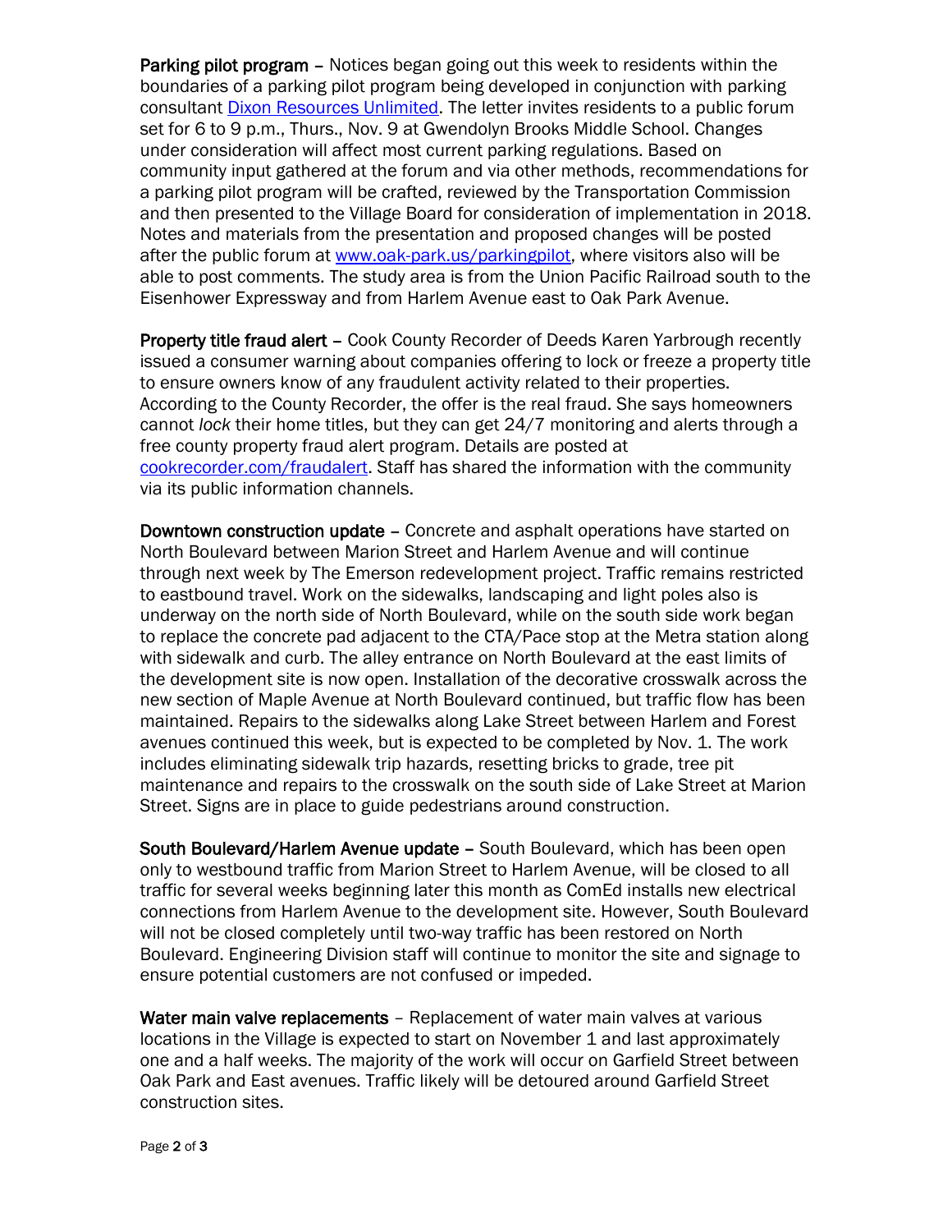**Parking pilot program** – Notices began going out this week to residents within the boundaries of a parking pilot program being developed in conjunction with parking consultant [Dixon Resources Unlimited](). The letter invites residents to a public forum set for 6 to 9 p.m., Thurs., Nov. 9 at Gwendolyn Brooks Middle School. Changes under consideration will affect most current parking regulations. Based on community input gathered at the forum and via other methods, recommendations for a parking pilot program will be crafted, reviewed by the Transportation Commission and then presented to the Village Board for consideration of implementation in 2018. Notes and materials from the presentation and proposed changes will be posted after the public forum at [www.oak-park.us/parkingpilot](www.oak-park.us/parkingpilot), where visitors also will be able to post comments. The study area is from the Union Pacific Railroad south to the Eisenhower Expressway and from Harlem Avenue east to Oak Park Avenue.

**Property title fraud alert** – Cook County Recorder of Deeds Karen Yarbrough recently issued a consumer warning about companies offering to lock or freeze a property title to ensure owners know of any fraudulent activity related to their properties. According to the County Recorder, the offer is the real fraud. She says homeowners cannot *lock* their home titles, but they can get 24/7 monitoring and alerts through a free county property fraud alert program. Details are posted at [cookrecorder.com/fraudalert](cookrecorder.com/fraudalert). Staff has shared the information with the community via its public information channels.

**Downtown construction update** – Concrete and asphalt operations have started on North Boulevard between Marion Street and Harlem Avenue and will continue through next week by The Emerson redevelopment project. Traffic remains restricted to eastbound travel. Work on the sidewalks, landscaping and light poles also is underway on the north side of North Boulevard, while on the south side work began to replace the concrete pad adjacent to the CTA/Pace stop at the Metra station along with sidewalk and curb. The alley entrance on North Boulevard at the east limits of the development site is now open. Installation of the decorative crosswalk across the new section of Maple Avenue at North Boulevard continued, but traffic flow has been maintained. Repairs to the sidewalks along Lake Street between Harlem and Forest avenues continued this week, but is expected to be completed by Nov. 1. The work includes eliminating sidewalk trip hazards, resetting bricks to grade, tree pit maintenance and repairs to the crosswalk on the south side of Lake Street at Marion Street. Signs are in place to guide pedestrians around construction.

**South Boulevard/Harlem Avenue update** – South Boulevard, which has been open only to westbound traffic from Marion Street to Harlem Avenue, will be closed to all traffic for several weeks beginning later this month as ComEd installs new electrical connections from Harlem Avenue to the development site. However, South Boulevard will not be closed completely until two-way traffic has been restored on North Boulevard. Engineering Division staff will continue to monitor the site and signage to ensure potential customers are not confused or impeded.

**Water main valve replacements** – Replacement of water main valves at various locations in the Village is expected to start on November 1 and last approximately one and a half weeks. The majority of the work will occur on Garfield Street between Oak Park and East avenues. Traffic likely will be detoured around Garfield Street construction sites.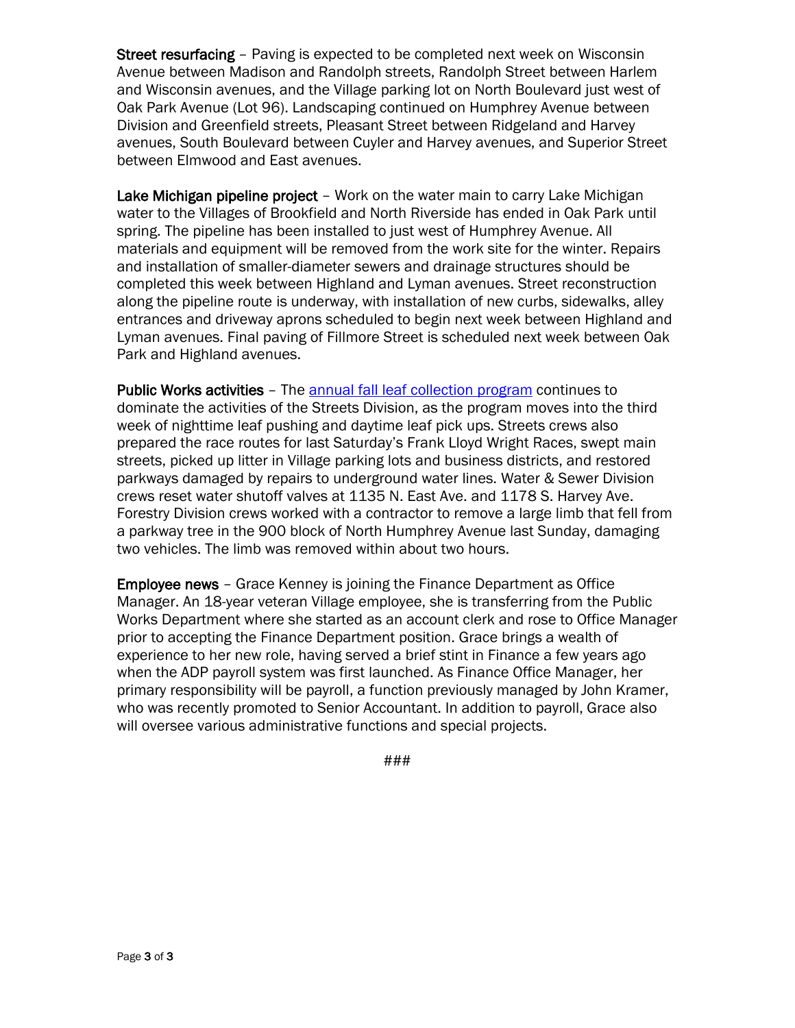**Street resurfacing** – Paving is expected to be completed next week on Wisconsin Avenue between Madison and Randolph streets, Randolph Street between Harlem and Wisconsin avenues, and the Village parking lot on North Boulevard just west of Oak Park Avenue (Lot 96). Landscaping continued on Humphrey Avenue between Division and Greenfield streets, Pleasant Street between Ridgeland and Harvey avenues, South Boulevard between Cuyler and Harvey avenues, and Superior Street between Elmwood and East avenues.

**Lake Michigan pipeline project** – Work on the water main to carry Lake Michigan water to the Villages of Brookfield and North Riverside has ended in Oak Park until spring. The pipeline has been installed to just west of Humphrey Avenue. All materials and equipment will be removed from the work site for the winter. Repairs and installation of smaller-diameter sewers and drainage structures should be completed this week between Highland and Lyman avenues. Street reconstruction along the pipeline route is underway, with installation of new curbs, sidewalks, alley entrances and driveway aprons scheduled to begin next week between Highland and Lyman avenues. Final paving of Fillmore Street is scheduled next week between Oak Park and Highland avenues.

**Public Works activities** – The annual fall leaf collection program continues to dominate the activities of the Streets Division, as the program moves into the third week of nighttime leaf pushing and daytime leaf pick ups. Streets crews also prepared the race routes for last Saturday's Frank Lloyd Wright Races, swept main streets, picked up litter in Village parking lots and business districts, and restored parkways damaged by repairs to underground water lines. Water & Sewer Division crews reset water shutoff valves at 1135 N. East Ave. and 1178 S. Harvey Ave. Forestry Division crews worked with a contractor to remove a large limb that fell from a parkway tree in the 900 block of North Humphrey Avenue last Sunday, damaging two vehicles. The limb was removed within about two hours.

**Employee news** – Grace Kenney is joining the Finance Department as Office Manager. An 18-year veteran Village employee, she is transferring from the Public Works Department where she started as an account clerk and rose to Office Manager prior to accepting the Finance Department position. Grace brings a wealth of experience to her new role, having served a brief stint in Finance a few years ago when the ADP payroll system was first launched. As Finance Office Manager, her primary responsibility will be payroll, a function previously managed by John Kramer, who was recently promoted to Senior Accountant. In addition to payroll, Grace also will oversee various administrative functions and special projects.

###